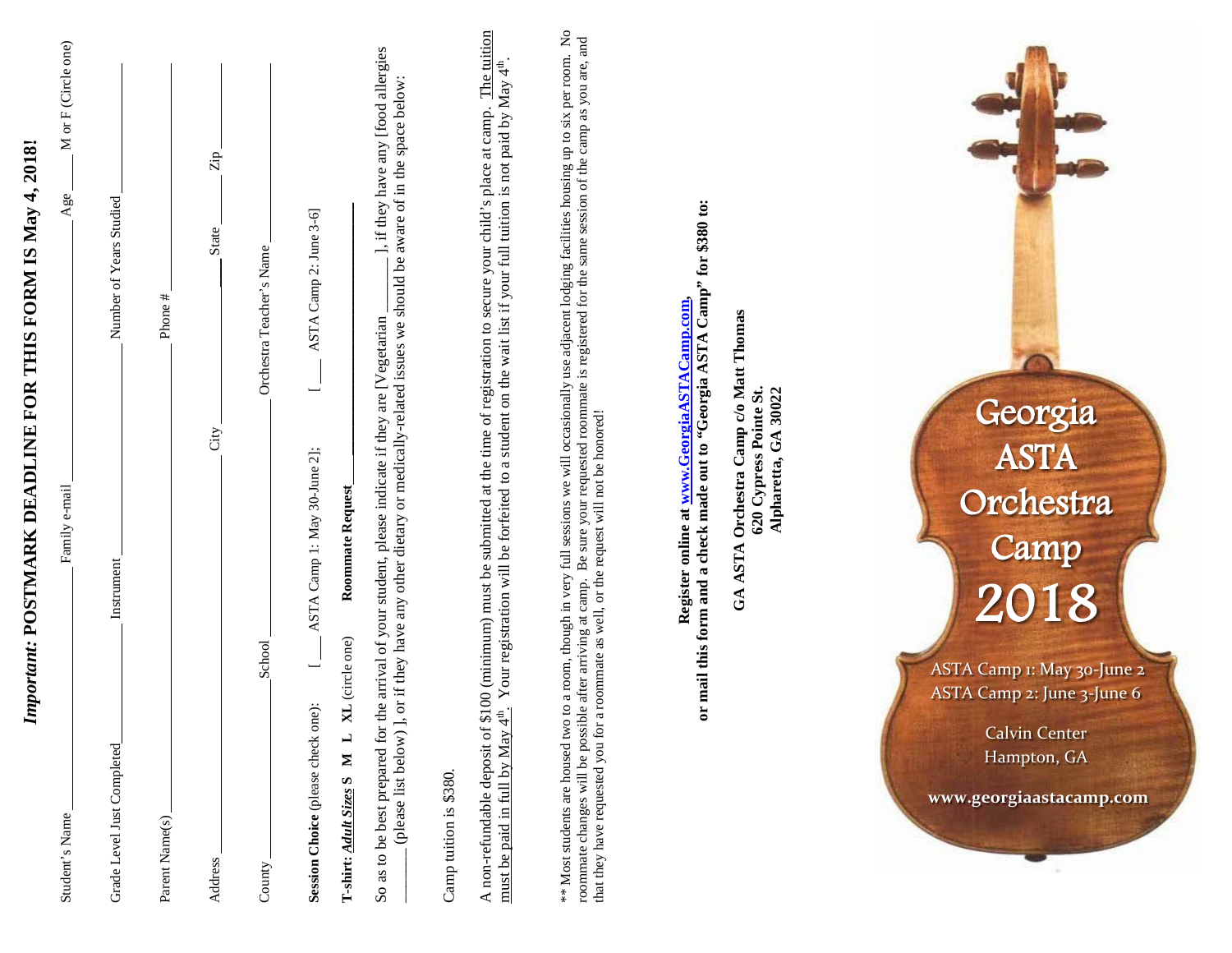***Important:* POSTMARK DEADLINE FOR THIS FORM IS May 4, 2018!**

Student's Name ______________________ Family e-mail ______________________ Age ____ M or F (Circle one)

Grade Level Just Completed ____________ Instrument ____________ Number of Years Studied ____________

Parent Name(s) ______________________ Phone # ______________________

Address ______________________ City ____________ State ______ Zip ______

County ____________ School ____________ Orchestra Teacher's Name ____________

**Session Choice** (please check one): [____ ASTA Camp 1: May 30-June 2]; [____ ASTA Camp 2: June 3-6]

**T-shirt: *Adult Sizes* S M L XL** (circle one) **Roommate Request** ______________________

So as to be best prepared for the arrival of your student, please indicate if they are [Vegetarian ______], if they have any [food allergies ______ (please list below) ], or if they have any other dietary or medically-related issues we should be aware of in the space below:

Camp tuition is $380.

A non-refundable deposit of $100 (minimum) must be submitted at the time of registration to secure your child's place at camp. The tuition must be paid in full by May 4th. Your registration will be forfeited to a student on the wait list if your full tuition is not paid by May 4th.

** Most students are housed two to a room, though in very full sessions we will occasionally use adjacent lodging facilities housing up to six per room. No roommate changes will be possible after arriving at camp. Be sure your requested roommate is registered for the same session of the camp as you are, and that they have requested you for a roommate as well, or the request will not be honored!

**Register online at www.GeorgiaASTACamp.com, or mail this form and a check made out to "Georgia ASTA Camp" for $380 to:**

**GA ASTA Orchestra Camp c/o Matt Thomas**
**620 Cypress Pointe St.**
**Alpharetta, GA 30022**

# Georgia ASTA Orchestra Camp 2018

ASTA Camp 1: May 30-June 2
ASTA Camp 2: June 3-June 6

Calvin Center
Hampton, GA

www.georgiaastacamp.com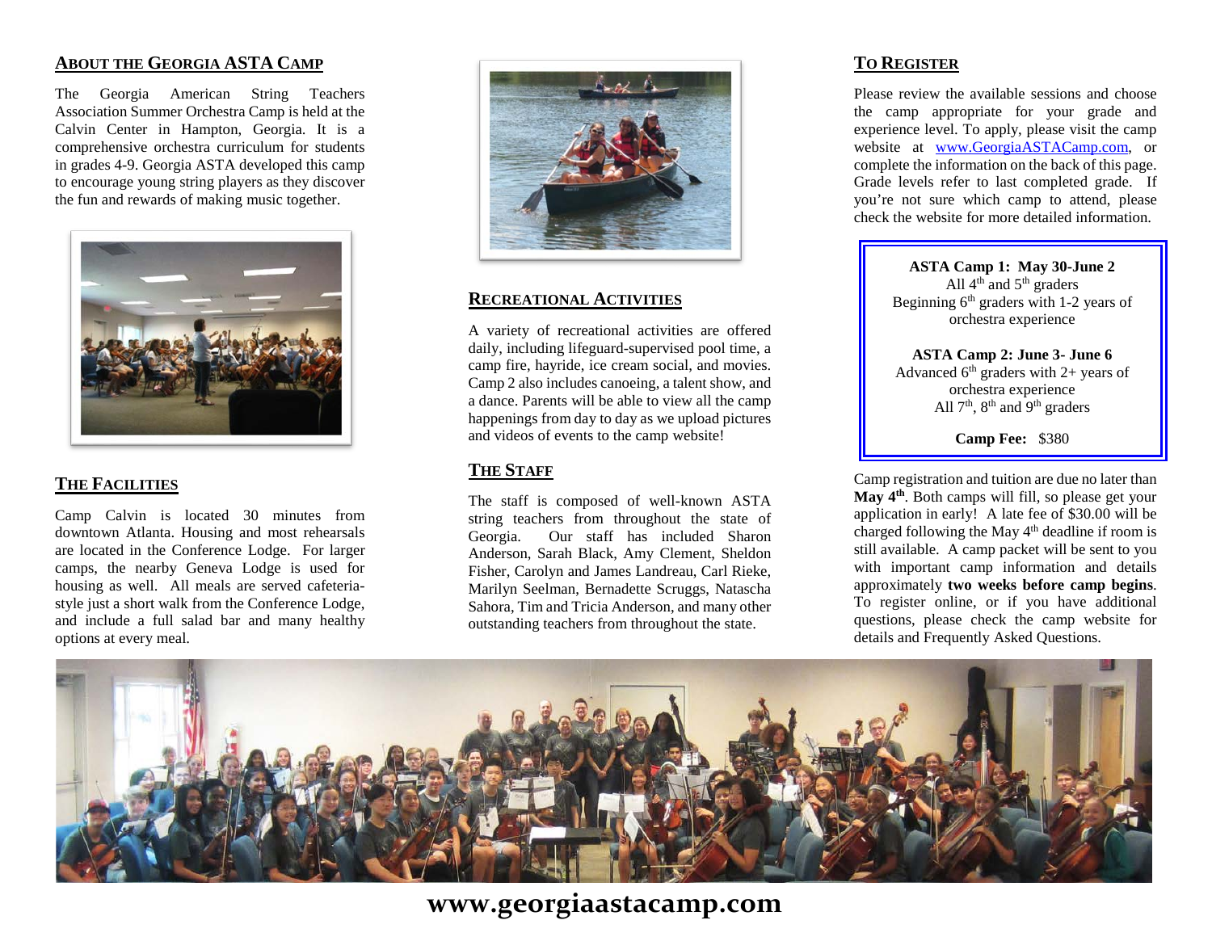## About the Georgia ASTA Camp

The Georgia American String Teachers Association Summer Orchestra Camp is held at the Calvin Center in Hampton, Georgia. It is a comprehensive orchestra curriculum for students in grades 4-9. Georgia ASTA developed this camp to encourage young string players as they discover the fun and rewards of making music together.

## The Facilities

Camp Calvin is located 30 minutes from downtown Atlanta. Housing and most rehearsals are located in the Conference Lodge. For larger camps, the nearby Geneva Lodge is used for housing as well. All meals are served cafeteria-style just a short walk from the Conference Lodge, and include a full salad bar and many healthy options at every meal.

## Recreational Activities

A variety of recreational activities are offered daily, including lifeguard-supervised pool time, a camp fire, hayride, ice cream social, and movies. Camp 2 also includes canoeing, a talent show, and a dance. Parents will be able to view all the camp happenings from day to day as we upload pictures and videos of events to the camp website!

## The Staff

The staff is composed of well-known ASTA string teachers from throughout the state of Georgia. Our staff has included Sharon Anderson, Sarah Black, Amy Clement, Sheldon Fisher, Carolyn and James Landreau, Carl Rieke, Marilyn Seelman, Bernadette Scruggs, Natascha Sahora, Tim and Tricia Anderson, and many other outstanding teachers from throughout the state.

## To Register

Please review the available sessions and choose the camp appropriate for your grade and experience level. To apply, please visit the camp website at www.GeorgiaASTACamp.com, or complete the information on the back of this page. Grade levels refer to last completed grade. If you're not sure which camp to attend, please check the website for more detailed information.

**ASTA Camp 1: May 30-June 2**
All 4th and 5th graders
Beginning 6th graders with 1-2 years of orchestra experience

**ASTA Camp 2: June 3- June 6**
Advanced 6th graders with 2+ years of orchestra experience
All 7th, 8th and 9th graders

**Camp Fee:** $380

Camp registration and tuition are due no later than **May 4th**. Both camps will fill, so please get your application in early! A late fee of $30.00 will be charged following the May 4th deadline if room is still available. A camp packet will be sent to you with important camp information and details approximately **two weeks before camp begins**. To register online, or if you have additional questions, please check the camp website for details and Frequently Asked Questions.

**www.georgiaastacamp.com**